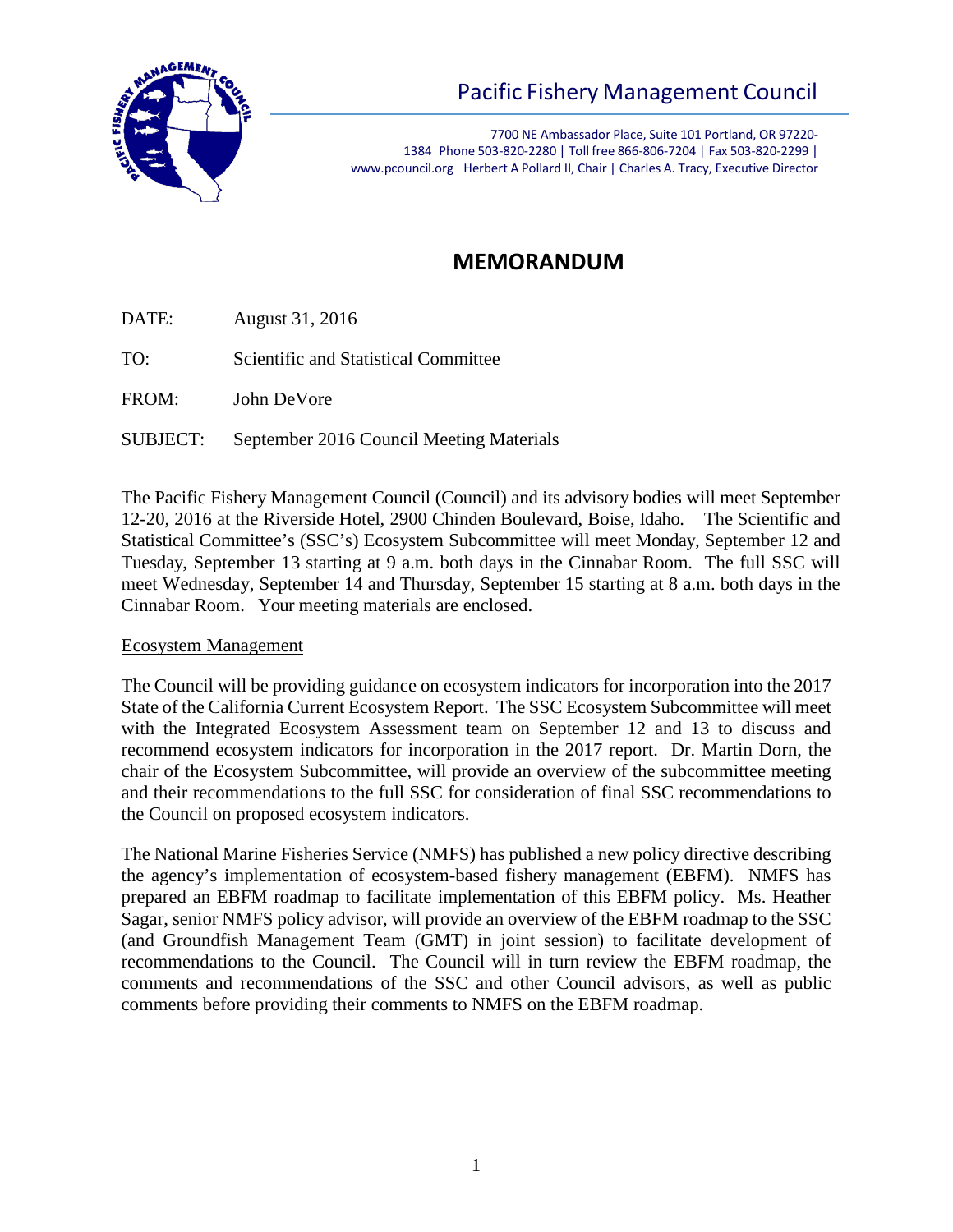# Pacific Fishery Management Council

7700 NE Ambassador Place, Suite 101 Portland, OR 97220-1384 Phone 503-820-2280 | Toll free 866-806-7204 | Fax 503-820-2299 | www.pcouncil.org Herbert A Pollard II, Chair | Charles A. Tracy, Executive Director

## MEMORANDUM

DATE: August 31, 2016

TO: Scientific and Statistical Committee

FROM: John DeVore

SUBJECT: September 2016 Council Meeting Materials

The Pacific Fishery Management Council (Council) and its advisory bodies will meet September 12-20, 2016 at the Riverside Hotel, 2900 Chinden Boulevard, Boise, Idaho. The Scientific and Statistical Committee's (SSC's) Ecosystem Subcommittee will meet Monday, September 12 and Tuesday, September 13 starting at 9 a.m. both days in the Cinnabar Room. The full SSC will meet Wednesday, September 14 and Thursday, September 15 starting at 8 a.m. both days in the Cinnabar Room. Your meeting materials are enclosed.

### Ecosystem Management

The Council will be providing guidance on ecosystem indicators for incorporation into the 2017 State of the California Current Ecosystem Report. The SSC Ecosystem Subcommittee will meet with the Integrated Ecosystem Assessment team on September 12 and 13 to discuss and recommend ecosystem indicators for incorporation in the 2017 report. Dr. Martin Dorn, the chair of the Ecosystem Subcommittee, will provide an overview of the subcommittee meeting and their recommendations to the full SSC for consideration of final SSC recommendations to the Council on proposed ecosystem indicators.

The National Marine Fisheries Service (NMFS) has published a new policy directive describing the agency's implementation of ecosystem-based fishery management (EBFM). NMFS has prepared an EBFM roadmap to facilitate implementation of this EBFM policy. Ms. Heather Sagar, senior NMFS policy advisor, will provide an overview of the EBFM roadmap to the SSC (and Groundfish Management Team (GMT) in joint session) to facilitate development of recommendations to the Council. The Council will in turn review the EBFM roadmap, the comments and recommendations of the SSC and other Council advisors, as well as public comments before providing their comments to NMFS on the EBFM roadmap.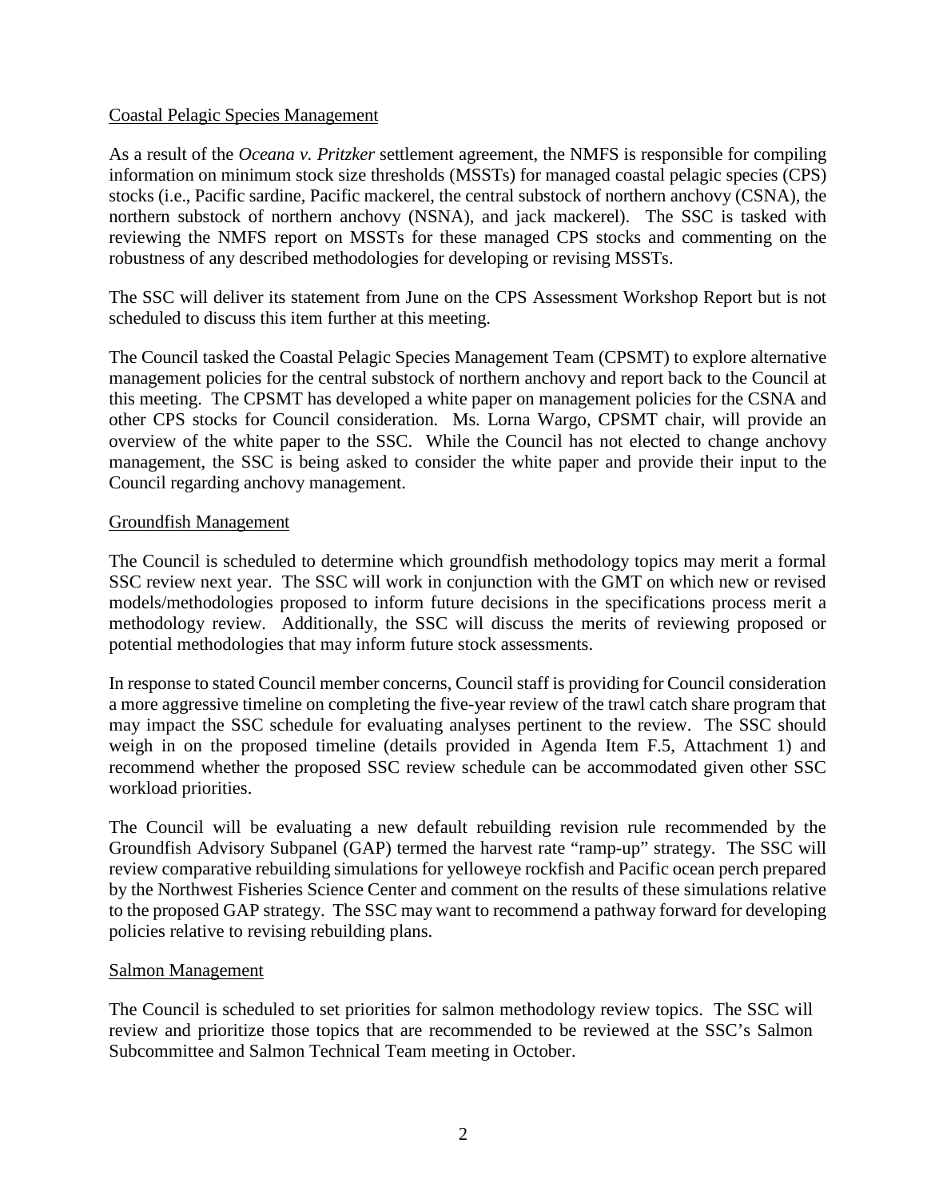Coastal Pelagic Species Management

As a result of the *Oceana v. Pritzker* settlement agreement, the NMFS is responsible for compiling information on minimum stock size thresholds (MSSTs) for managed coastal pelagic species (CPS) stocks (i.e., Pacific sardine, Pacific mackerel, the central substock of northern anchovy (CSNA), the northern substock of northern anchovy (NSNA), and jack mackerel). The SSC is tasked with reviewing the NMFS report on MSSTs for these managed CPS stocks and commenting on the robustness of any described methodologies for developing or revising MSSTs.

The SSC will deliver its statement from June on the CPS Assessment Workshop Report but is not scheduled to discuss this item further at this meeting.

The Council tasked the Coastal Pelagic Species Management Team (CPSMT) to explore alternative management policies for the central substock of northern anchovy and report back to the Council at this meeting. The CPSMT has developed a white paper on management policies for the CSNA and other CPS stocks for Council consideration. Ms. Lorna Wargo, CPSMT chair, will provide an overview of the white paper to the SSC. While the Council has not elected to change anchovy management, the SSC is being asked to consider the white paper and provide their input to the Council regarding anchovy management.

Groundfish Management

The Council is scheduled to determine which groundfish methodology topics may merit a formal SSC review next year. The SSC will work in conjunction with the GMT on which new or revised models/methodologies proposed to inform future decisions in the specifications process merit a methodology review. Additionally, the SSC will discuss the merits of reviewing proposed or potential methodologies that may inform future stock assessments.

In response to stated Council member concerns, Council staff is providing for Council consideration a more aggressive timeline on completing the five-year review of the trawl catch share program that may impact the SSC schedule for evaluating analyses pertinent to the review. The SSC should weigh in on the proposed timeline (details provided in Agenda Item F.5, Attachment 1) and recommend whether the proposed SSC review schedule can be accommodated given other SSC workload priorities.

The Council will be evaluating a new default rebuilding revision rule recommended by the Groundfish Advisory Subpanel (GAP) termed the harvest rate "ramp-up" strategy. The SSC will review comparative rebuilding simulations for yelloweye rockfish and Pacific ocean perch prepared by the Northwest Fisheries Science Center and comment on the results of these simulations relative to the proposed GAP strategy. The SSC may want to recommend a pathway forward for developing policies relative to revising rebuilding plans.

Salmon Management

The Council is scheduled to set priorities for salmon methodology review topics. The SSC will review and prioritize those topics that are recommended to be reviewed at the SSC's Salmon Subcommittee and Salmon Technical Team meeting in October.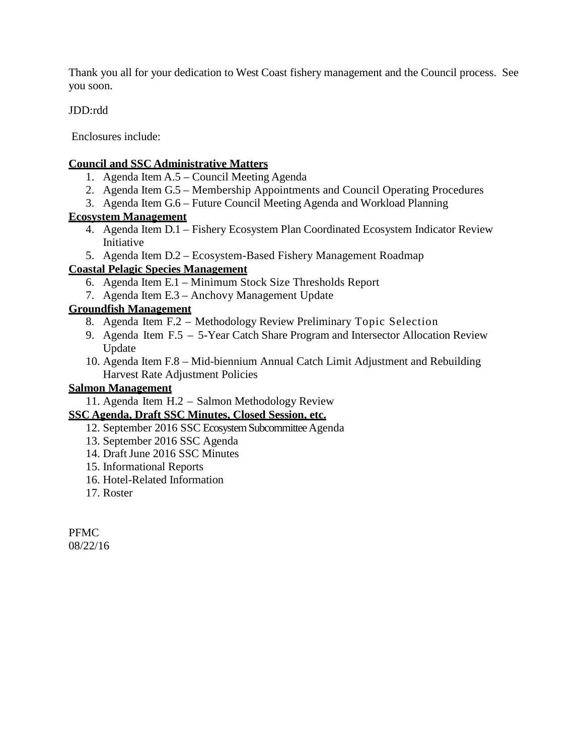Thank you all for your dedication to West Coast fishery management and the Council process. See you soon.

JDD:rdd

Enclosures include:

**Council and SSC Administrative Matters**

1. Agenda Item A.5 – Council Meeting Agenda
2. Agenda Item G.5 – Membership Appointments and Council Operating Procedures
3. Agenda Item G.6 – Future Council Meeting Agenda and Workload Planning

**Ecosystem Management**

4. Agenda Item D.1 – Fishery Ecosystem Plan Coordinated Ecosystem Indicator Review Initiative
5. Agenda Item D.2 – Ecosystem-Based Fishery Management Roadmap

**Coastal Pelagic Species Management**

6. Agenda Item E.1 – Minimum Stock Size Thresholds Report
7. Agenda Item E.3 – Anchovy Management Update

**Groundfish Management**

8. Agenda Item F.2 – Methodology Review Preliminary Topic Selection
9. Agenda Item F.5 – 5-Year Catch Share Program and Intersector Allocation Review Update
10. Agenda Item F.8 – Mid-biennium Annual Catch Limit Adjustment and Rebuilding Harvest Rate Adjustment Policies

**Salmon Management**

11. Agenda Item H.2 – Salmon Methodology Review

**SSC Agenda, Draft SSC Minutes, Closed Session, etc.**

12. September 2016 SSC Ecosystem Subcommittee Agenda
13. September 2016 SSC Agenda
14. Draft June 2016 SSC Minutes
15. Informational Reports
16. Hotel-Related Information
17. Roster

PFMC
08/22/16